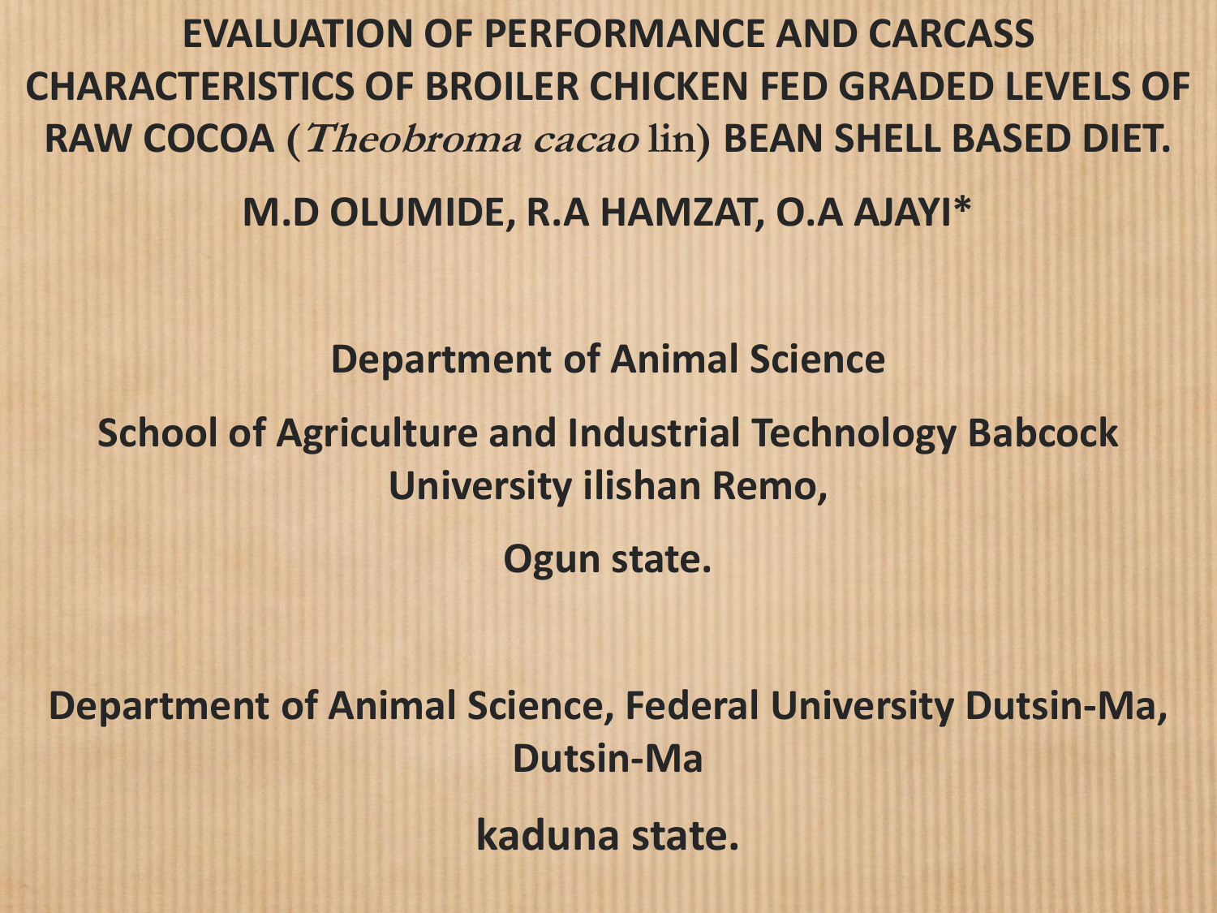# EVALUATION OF PERFORMANCE AND CARCASS CHARACTERISTICS OF BROILER CHICKEN FED GRADED LEVELS OF RAW COCOA (*Theobroma cacao* lin) BEAN SHELL BASED DIET.

**M.D OLUMIDE, R.A HAMZAT, O.A AJAYI***

**Department of Animal Science**

**School of Agriculture and Industrial Technology Babcock University ilishan Remo,**

**Ogun state.**

**Department of Animal Science, Federal University Dutsin-Ma, Dutsin-Ma**

**kaduna state.**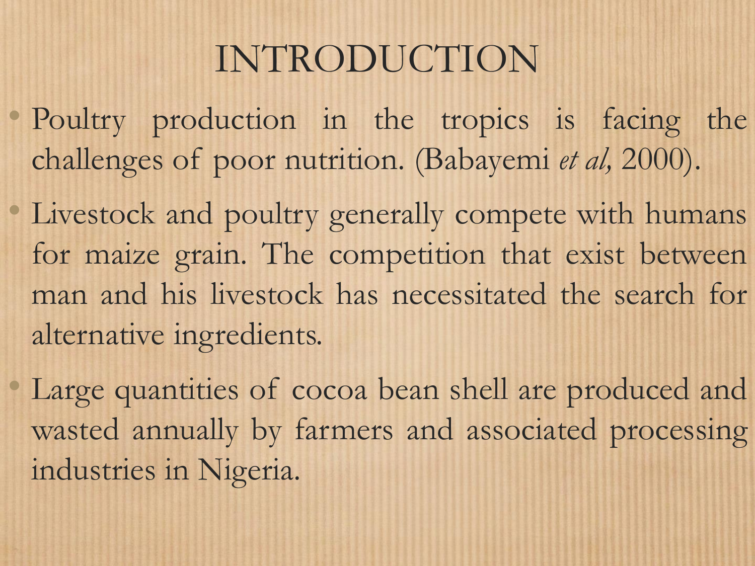# INTRODUCTION

- Poultry production in the tropics is facing the challenges of poor nutrition. (Babayemi *et al,* 2000).
- Livestock and poultry generally compete with humans for maize grain. The competition that exist between man and his livestock has necessitated the search for alternative ingredients.
- Large quantities of cocoa bean shell are produced and wasted annually by farmers and associated processing industries in Nigeria.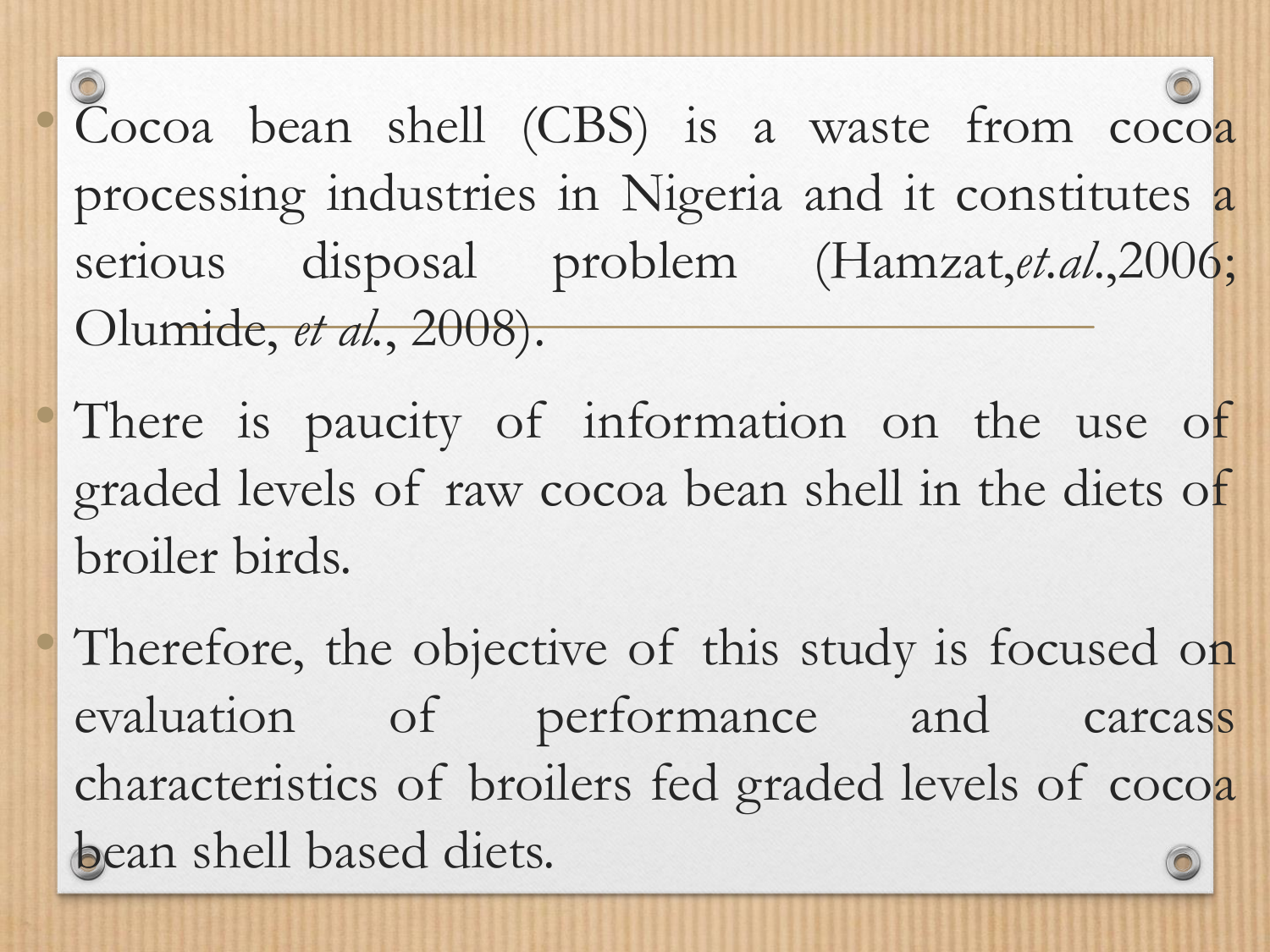- Cocoa bean shell (CBS) is a waste from cocoa processing industries in Nigeria and it constitutes a serious disposal problem (Hamzat,*et.al*.,2006; Olumide, *et al*., 2008).
- There is paucity of information on the use of graded levels of raw cocoa bean shell in the diets of broiler birds.
- Therefore, the objective of this study is focused on evaluation of performance and carcass characteristics of broilers fed graded levels of cocoa bean shell based diets.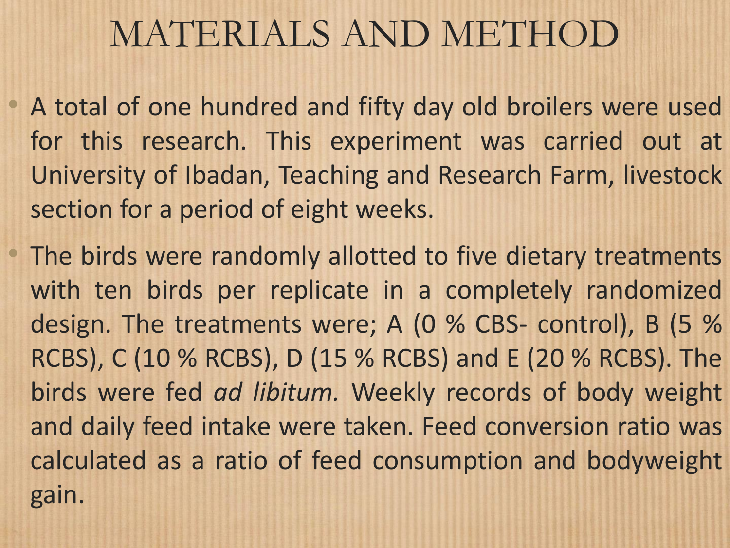# MATERIALS AND METHOD

- A total of one hundred and fifty day old broilers were used for this research. This experiment was carried out at University of Ibadan, Teaching and Research Farm, livestock section for a period of eight weeks.
- The birds were randomly allotted to five dietary treatments with ten birds per replicate in a completely randomized design. The treatments were; A (0 % CBS- control), B (5 % RCBS), C (10 % RCBS), D (15 % RCBS) and E (20 % RCBS). The birds were fed *ad libitum.* Weekly records of body weight and daily feed intake were taken. Feed conversion ratio was calculated as a ratio of feed consumption and bodyweight gain.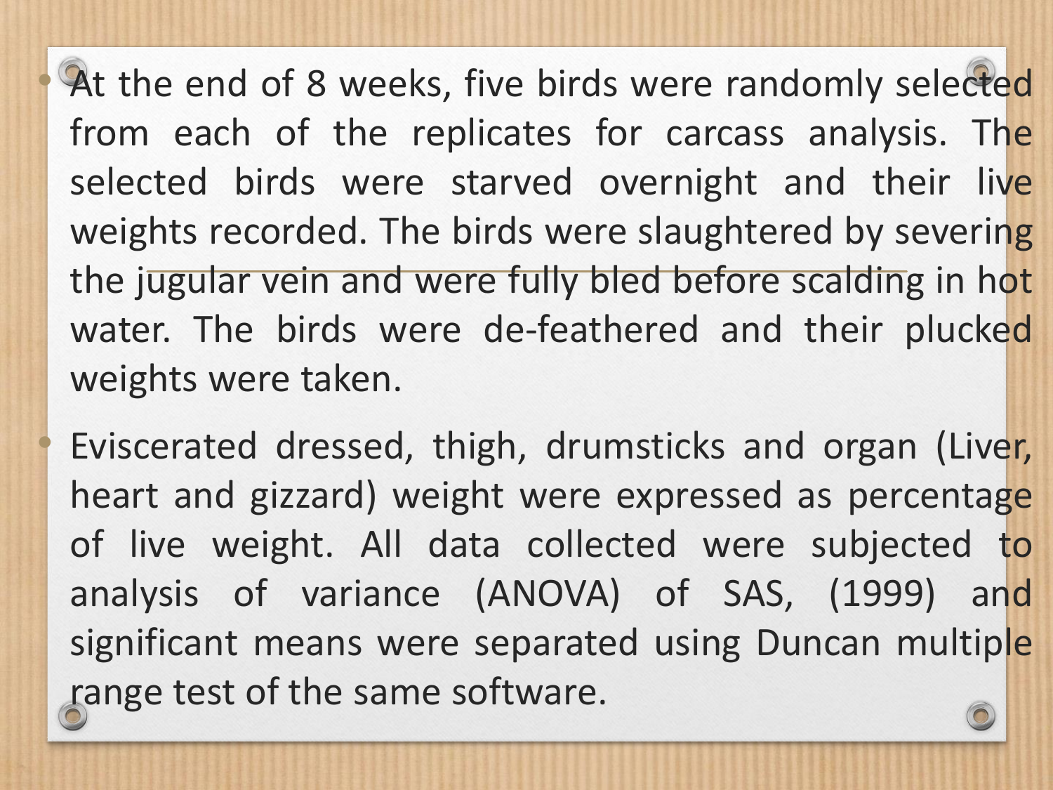- At the end of 8 weeks, five birds were randomly selected from each of the replicates for carcass analysis. The selected birds were starved overnight and their live weights recorded. The birds were slaughtered by severing the jugular vein and were fully bled before scalding in hot water. The birds were de-feathered and their plucked weights were taken.
- Eviscerated dressed, thigh, drumsticks and organ (Liver, heart and gizzard) weight were expressed as percentage of live weight. All data collected were subjected to analysis of variance (ANOVA) of SAS, (1999) and significant means were separated using Duncan multiple range test of the same software.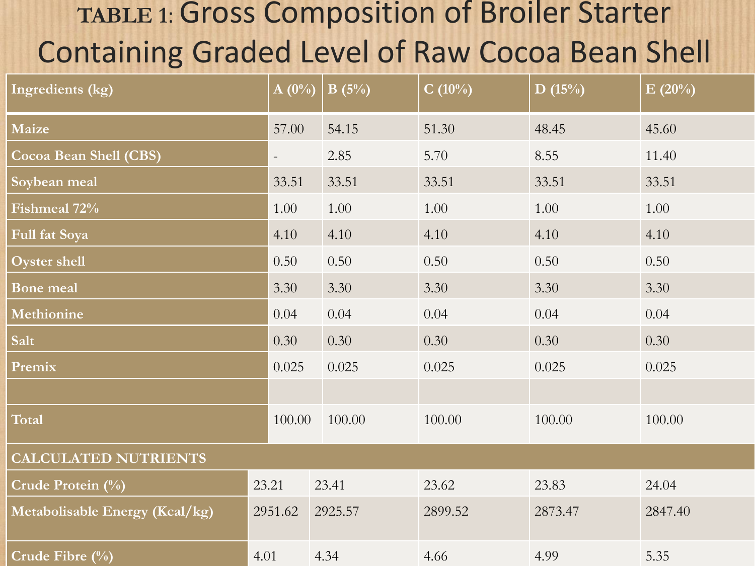# TABLE 1: Gross Composition of Broiler Starter Containing Graded Level of Raw Cocoa Bean Shell

| Ingredients (kg) | A (0%) | B (5%) | C (10%) | D (15%) | E (20%) |
|---|---|---|---|---|---|
| Maize | 57.00 | 54.15 | 51.30 | 48.45 | 45.60 |
| Cocoa Bean Shell (CBS) | - | 2.85 | 5.70 | 8.55 | 11.40 |
| Soybean meal | 33.51 | 33.51 | 33.51 | 33.51 | 33.51 |
| Fishmeal 72% | 1.00 | 1.00 | 1.00 | 1.00 | 1.00 |
| Full fat Soya | 4.10 | 4.10 | 4.10 | 4.10 | 4.10 |
| Oyster shell | 0.50 | 0.50 | 0.50 | 0.50 | 0.50 |
| Bone meal | 3.30 | 3.30 | 3.30 | 3.30 | 3.30 |
| Methionine | 0.04 | 0.04 | 0.04 | 0.04 | 0.04 |
| Salt | 0.30 | 0.30 | 0.30 | 0.30 | 0.30 |
| Premix | 0.025 | 0.025 | 0.025 | 0.025 | 0.025 |
| | | | | | |
| Total | 100.00 | 100.00 | 100.00 | 100.00 | 100.00 |
| **CALCULATED NUTRIENTS** | | | | | |
| Crude Protein (%) | 23.21 | 23.41 | 23.62 | 23.83 | 24.04 |
| Metabolisable Energy (Kcal/kg) | 2951.62 | 2925.57 | 2899.52 | 2873.47 | 2847.40 |
| Crude Fibre (%) | 4.01 | 4.34 | 4.66 | 4.99 | 5.35 |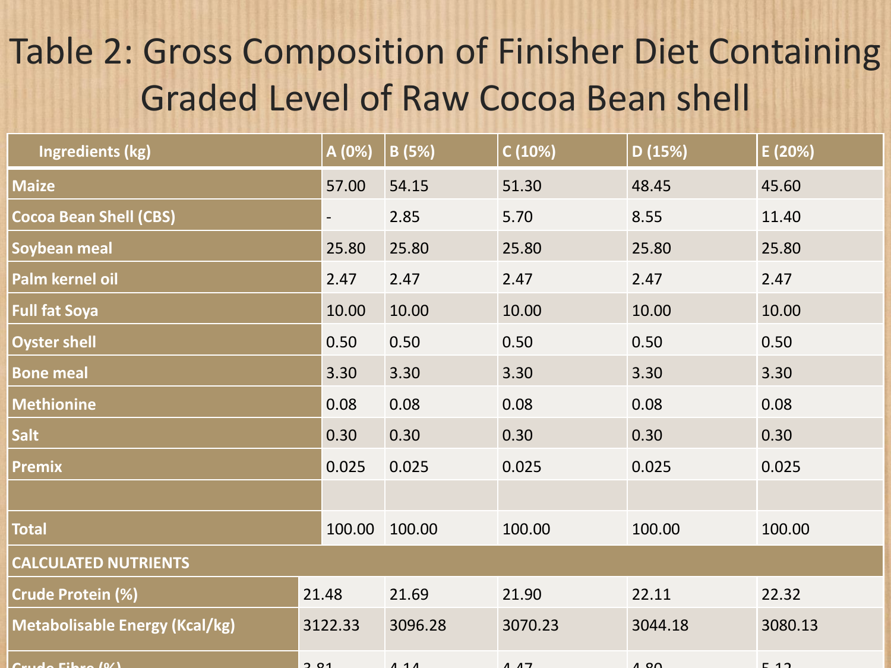# Table 2: Gross Composition of Finisher Diet Containing Graded Level of Raw Cocoa Bean shell

| Ingredients (kg) | A (0%) | B (5%) | C (10%) | D (15%) | E (20%) |
|---|---|---|---|---|---|
| Maize | 57.00 | 54.15 | 51.30 | 48.45 | 45.60 |
| Cocoa Bean Shell (CBS) | - | 2.85 | 5.70 | 8.55 | 11.40 |
| Soybean meal | 25.80 | 25.80 | 25.80 | 25.80 | 25.80 |
| Palm kernel oil | 2.47 | 2.47 | 2.47 | 2.47 | 2.47 |
| Full fat Soya | 10.00 | 10.00 | 10.00 | 10.00 | 10.00 |
| Oyster shell | 0.50 | 0.50 | 0.50 | 0.50 | 0.50 |
| Bone meal | 3.30 | 3.30 | 3.30 | 3.30 | 3.30 |
| Methionine | 0.08 | 0.08 | 0.08 | 0.08 | 0.08 |
| Salt | 0.30 | 0.30 | 0.30 | 0.30 | 0.30 |
| Premix | 0.025 | 0.025 | 0.025 | 0.025 | 0.025 |
| | | | | | |
| Total | 100.00 | 100.00 | 100.00 | 100.00 | 100.00 |
| **CALCULATED NUTRIENTS** | | | | | |
| Crude Protein (%) | 21.48 | 21.69 | 21.90 | 22.11 | 22.32 |
| Metabolisable Energy (Kcal/kg) | 3122.33 | 3096.28 | 3070.23 | 3044.18 | 3080.13 |
| Crude Fibre (%) | 3.81 | 4.14 | 4.47 | 4.80 | 5.12 |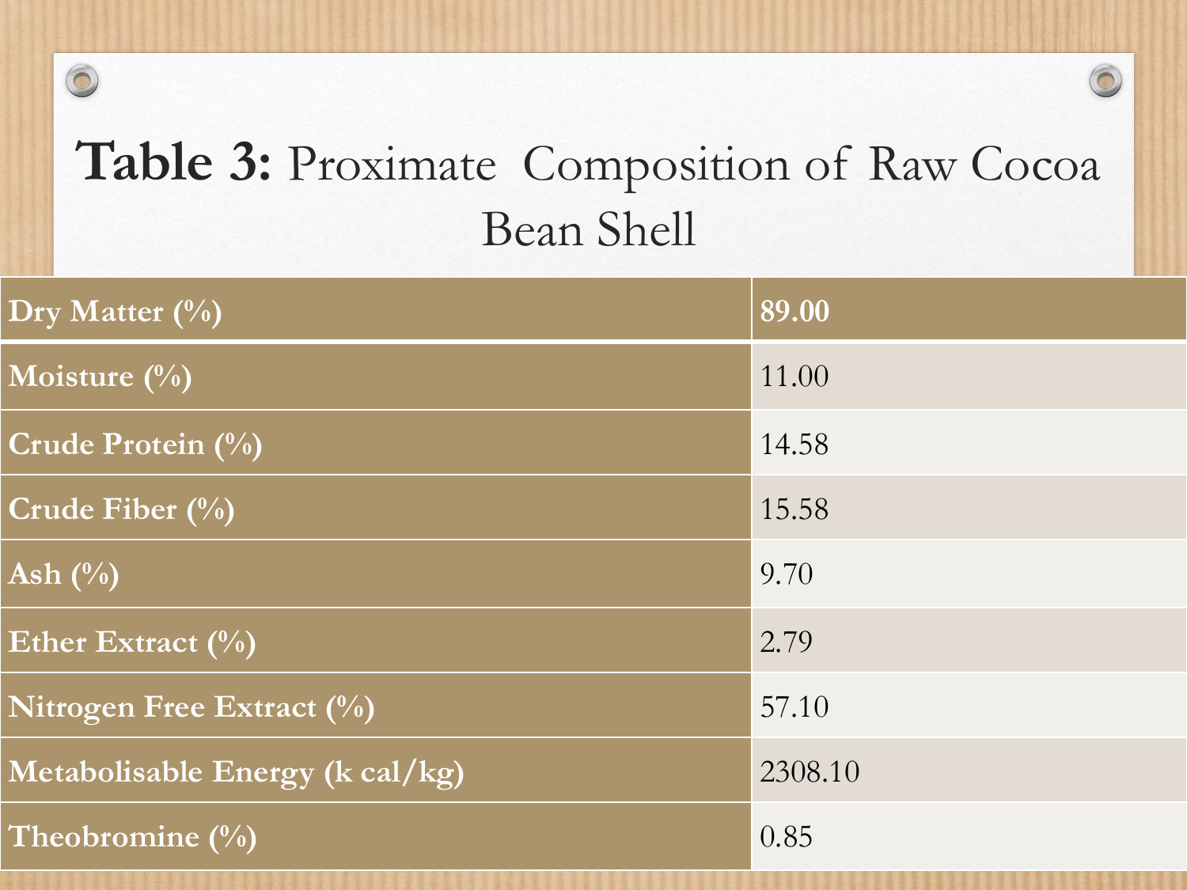**Table 3:** Proximate Composition of Raw Cocoa Bean Shell

| | |
|---|---|
| **Dry Matter (%)** | **89.00** |
| **Moisture (%)** | 11.00 |
| **Crude Protein (%)** | 14.58 |
| **Crude Fiber (%)** | 15.58 |
| **Ash (%)** | 9.70 |
| **Ether Extract (%)** | 2.79 |
| **Nitrogen Free Extract (%)** | 57.10 |
| **Metabolisable Energy (k cal/kg)** | 2308.10 |
| **Theobromine (%)** | 0.85 |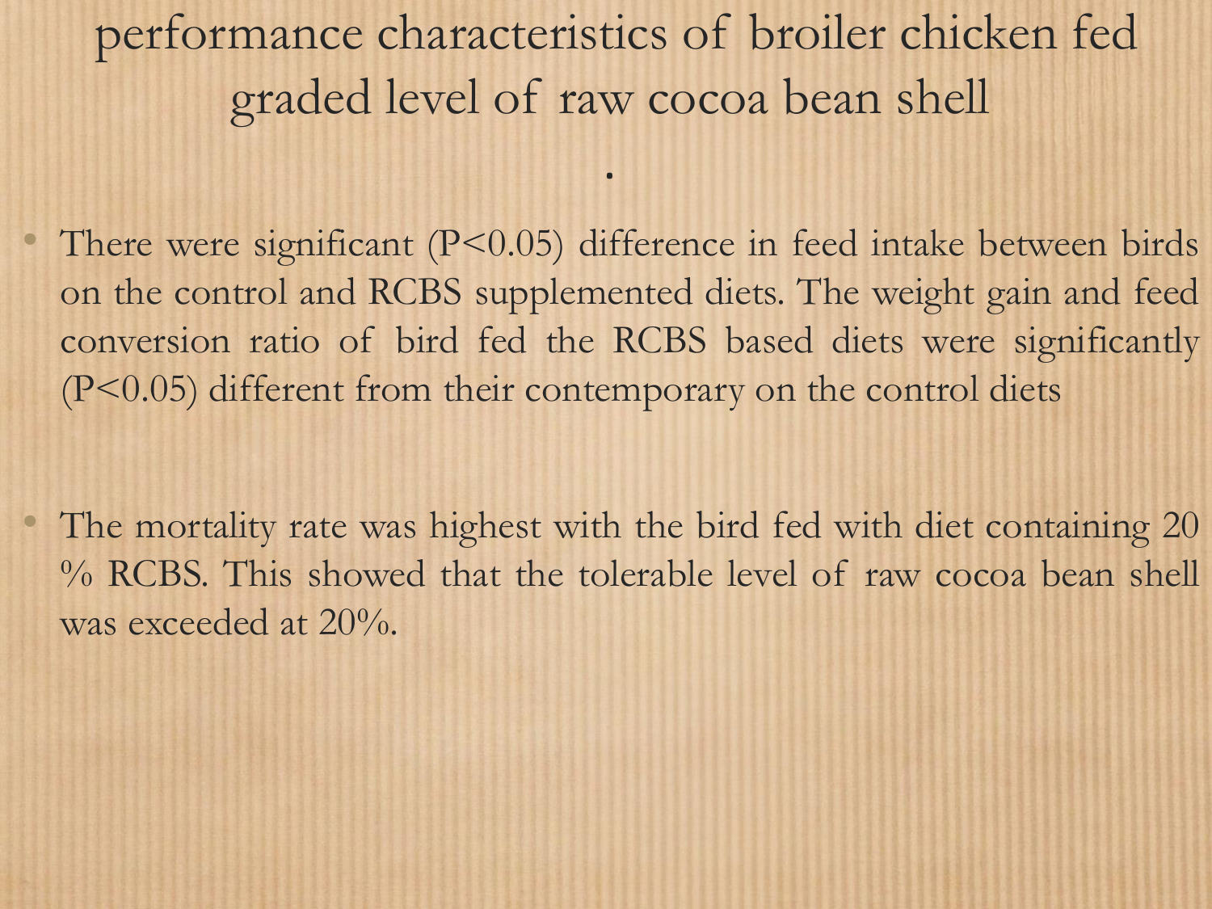# performance characteristics of broiler chicken fed graded level of raw cocoa bean shell

.

- There were significant ($P<0.05$) difference in feed intake between birds on the control and RCBS supplemented diets. The weight gain and feed conversion ratio of bird fed the RCBS based diets were significantly ($P<0.05$) different from their contemporary on the control diets

- The mortality rate was highest with the bird fed with diet containing 20 % RCBS. This showed that the tolerable level of raw cocoa bean shell was exceeded at 20%.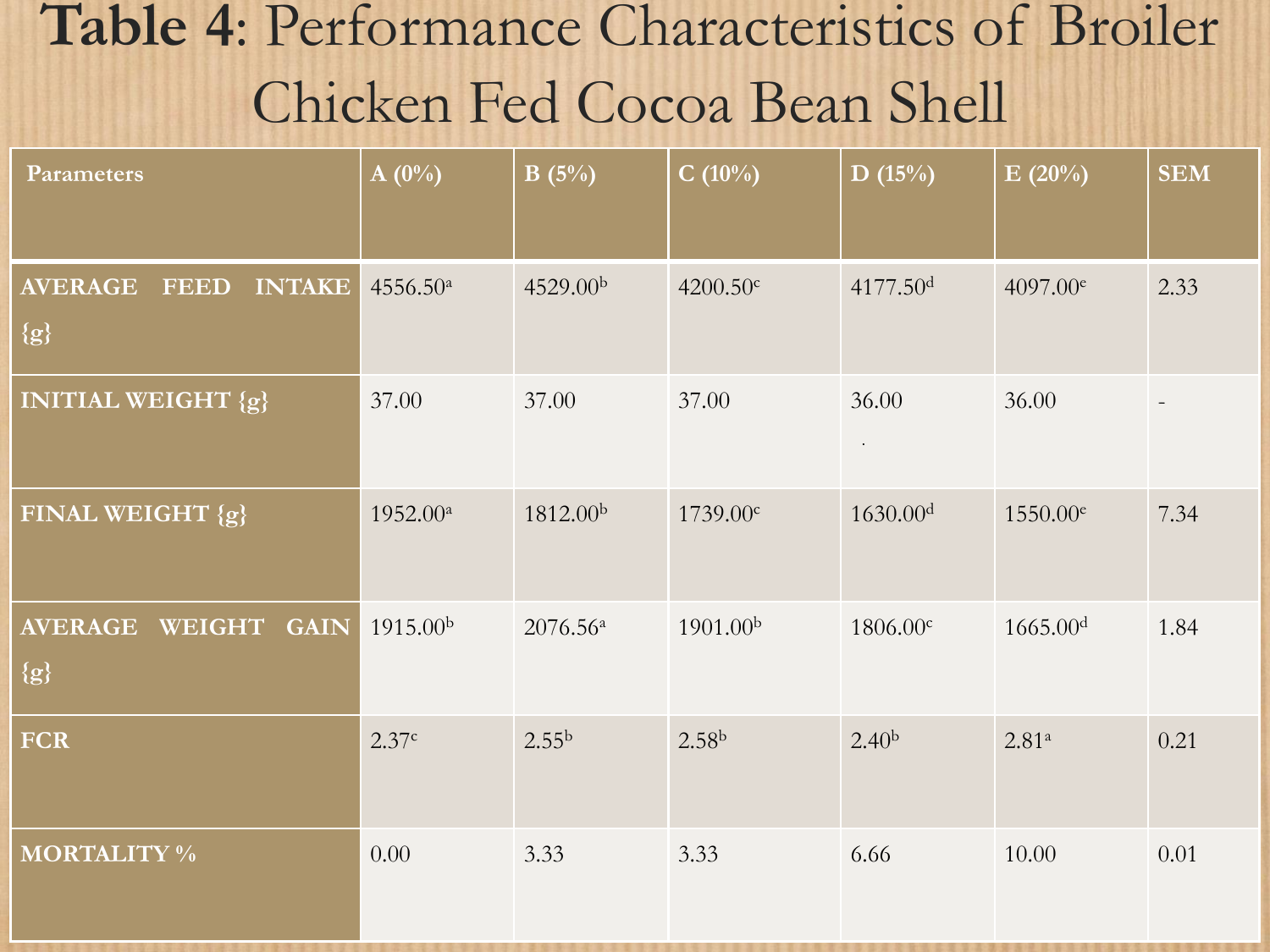# Table 4: Performance Characteristics of Broiler Chicken Fed Cocoa Bean Shell

| Parameters | A (0%) | B (5%) | C (10%) | D (15%) | E (20%) | SEM |
|---|---|---|---|---|---|---|
| AVERAGE FEED INTAKE {g} | 4556.50[a] | 4529.00[b] | 4200.50[c] | 4177.50[d] | 4097.00[e] | 2.33 |
| INITIAL WEIGHT {g} | 37.00 | 37.00 | 37.00 | 36.00 | 36.00 | - |
| FINAL WEIGHT {g} | 1952.00[a] | 1812.00[b] | 1739.00[c] | 1630.00[d] | 1550.00[e] | 7.34 |
| AVERAGE WEIGHT GAIN {g} | 1915.00[b] | 2076.56[a] | 1901.00[b] | 1806.00[c] | 1665.00[d] | 1.84 |
| FCR | 2.37[c] | 2.55[b] | 2.58[b] | 2.40[b] | 2.81[a] | 0.21 |
| MORTALITY % | 0.00 | 3.33 | 3.33 | 6.66 | 10.00 | 0.01 |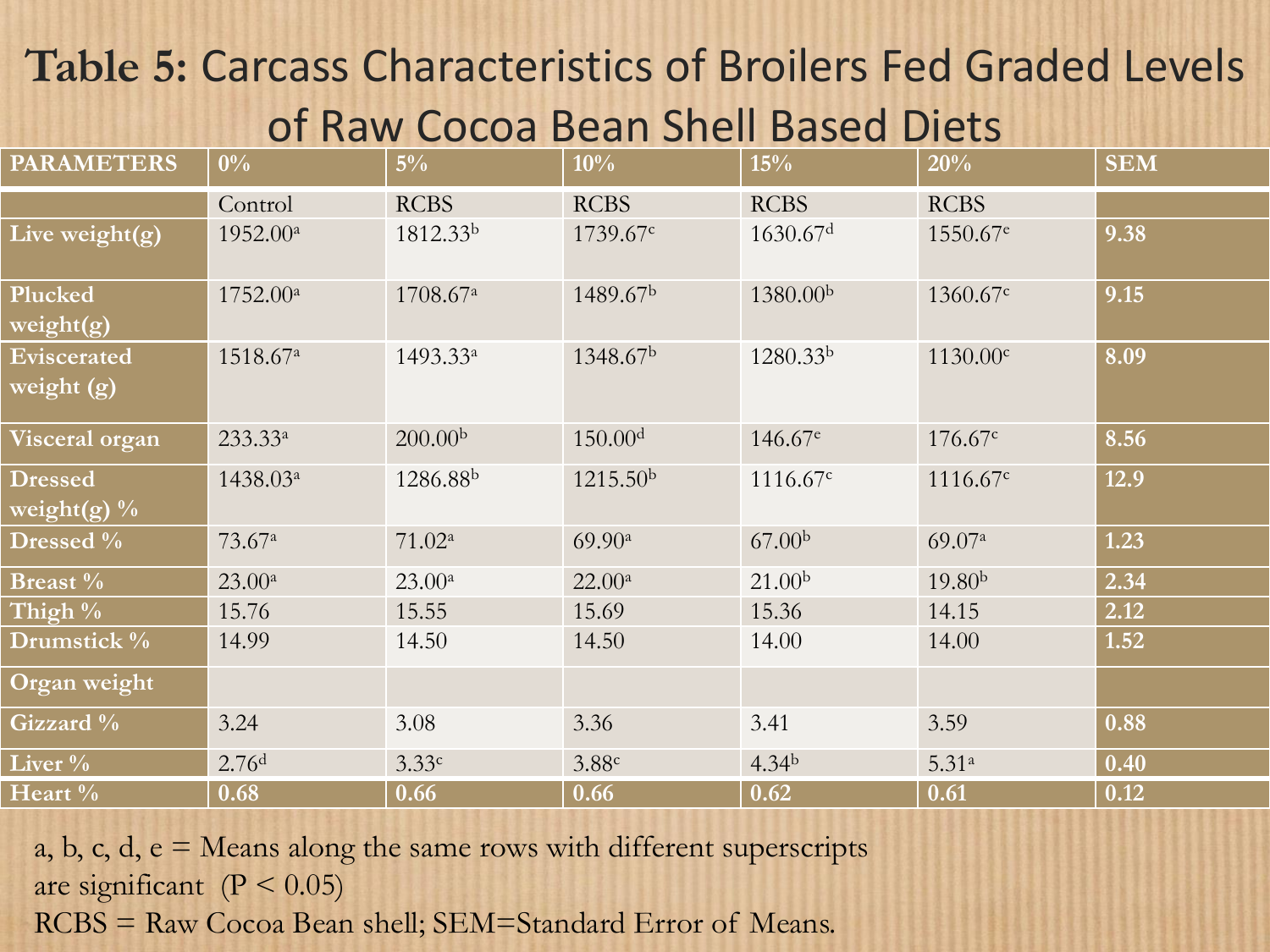# **Table 5:** Carcass Characteristics of Broilers Fed Graded Levels of Raw Cocoa Bean Shell Based Diets

| PARAMETERS | 0% | 5% | 10% | 15% | 20% | SEM |
|---|---|---|---|---|---|---|
| | Control | RCBS | RCBS | RCBS | RCBS | |
| Live weight(g) | $1952.00^{a}$ | $1812.33^{b}$ | $1739.67^{c}$ | $1630.67^{d}$ | $1550.67^{e}$ | 9.38 |
| Plucked weight(g) | $1752.00^{a}$ | $1708.67^{a}$ | $1489.67^{b}$ | $1380.00^{b}$ | $1360.67^{c}$ | 9.15 |
| Eviscerated weight (g) | $1518.67^{a}$ | $1493.33^{a}$ | $1348.67^{b}$ | $1280.33^{b}$ | $1130.00^{c}$ | 8.09 |
| Visceral organ | $233.33^{a}$ | $200.00^{b}$ | $150.00^{d}$ | $146.67^{e}$ | $176.67^{c}$ | 8.56 |
| Dressed weight(g) % | $1438.03^{a}$ | $1286.88^{b}$ | $1215.50^{b}$ | $1116.67^{c}$ | $1116.67^{c}$ | 12.9 |
| Dressed % | $73.67^{a}$ | $71.02^{a}$ | $69.90^{a}$ | $67.00^{b}$ | $69.07^{a}$ | 1.23 |
| Breast % | $23.00^{a}$ | $23.00^{a}$ | $22.00^{a}$ | $21.00^{b}$ | $19.80^{b}$ | 2.34 |
| Thigh % | 15.76 | 15.55 | 15.69 | 15.36 | 14.15 | 2.12 |
| Drumstick % | 14.99 | 14.50 | 14.50 | 14.00 | 14.00 | 1.52 |
| Organ weight | | | | | | |
| Gizzard % | 3.24 | 3.08 | 3.36 | 3.41 | 3.59 | 0.88 |
| Liver % | $2.76^{d}$ | $3.33^{c}$ | $3.88^{c}$ | $4.34^{b}$ | $5.31^{a}$ | 0.40 |
| Heart % | 0.68 | 0.66 | 0.66 | 0.62 | 0.61 | 0.12 |

a, b, c, d, e = Means along the same rows with different superscripts are significant ($P < 0.05$)

RCBS = Raw Cocoa Bean shell; SEM=Standard Error of Means.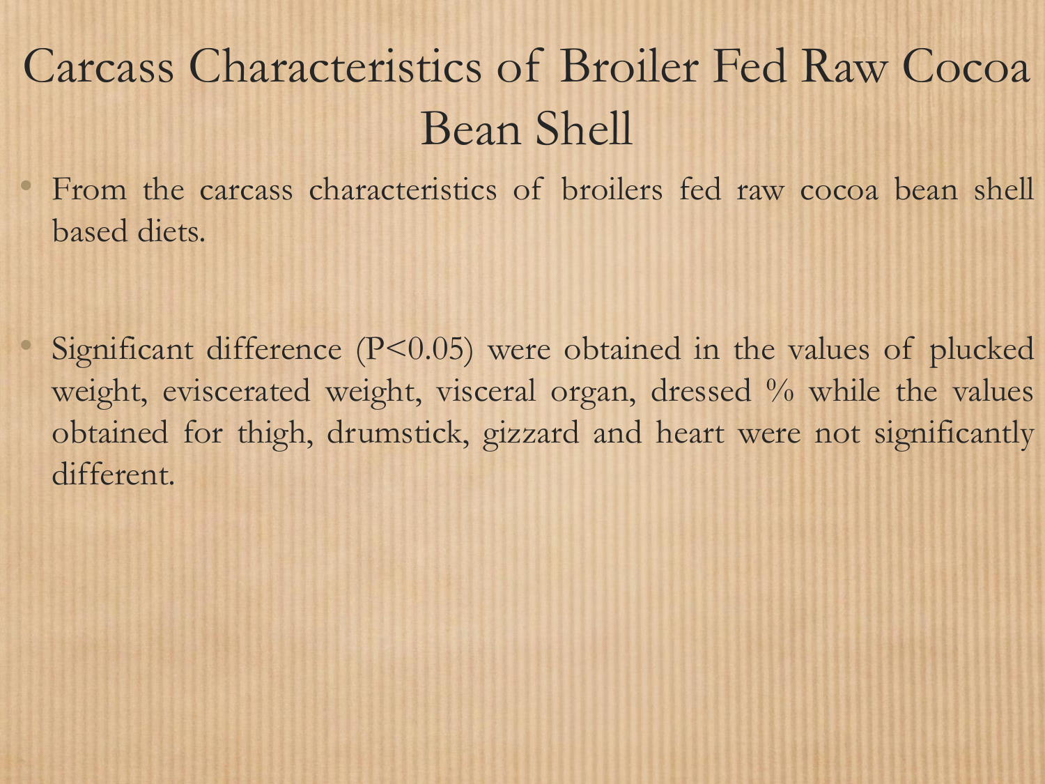# Carcass Characteristics of Broiler Fed Raw Cocoa Bean Shell

- From the carcass characteristics of broilers fed raw cocoa bean shell based diets.

- Significant difference ($P<0.05$) were obtained in the values of plucked weight, eviscerated weight, visceral organ, dressed % while the values obtained for thigh, drumstick, gizzard and heart were not significantly different.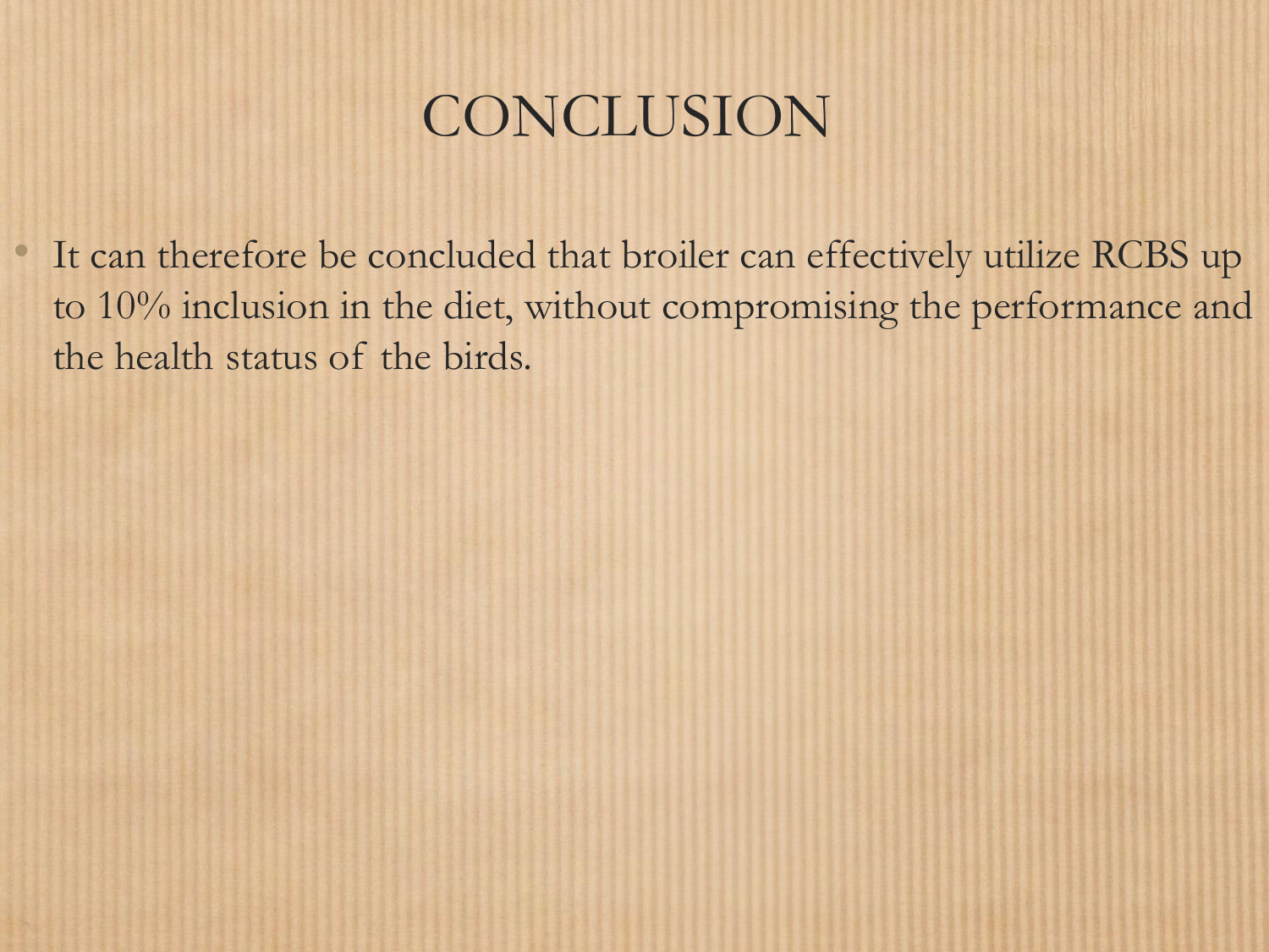# CONCLUSION

- It can therefore be concluded that broiler can effectively utilize RCBS up to 10% inclusion in the diet, without compromising the performance and the health status of the birds.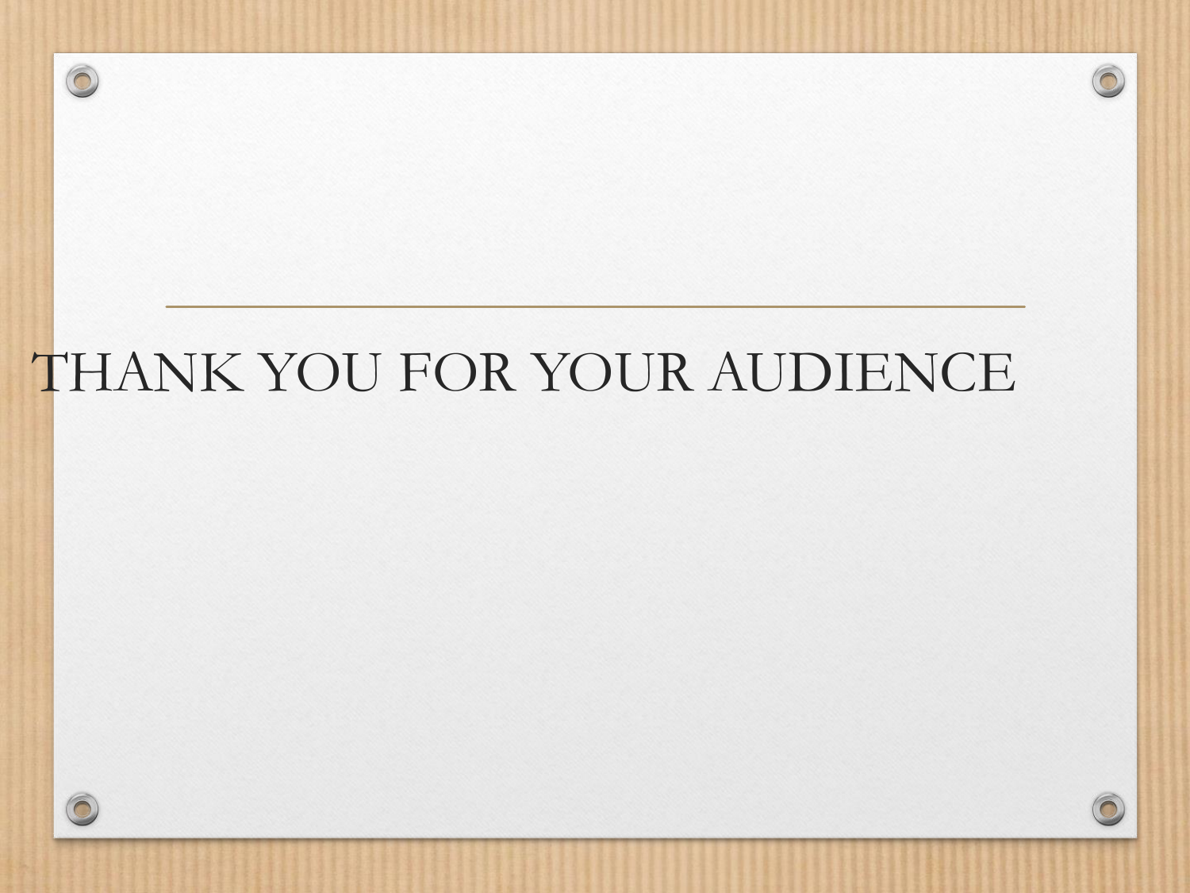# THANK YOU FOR YOUR AUDIENCE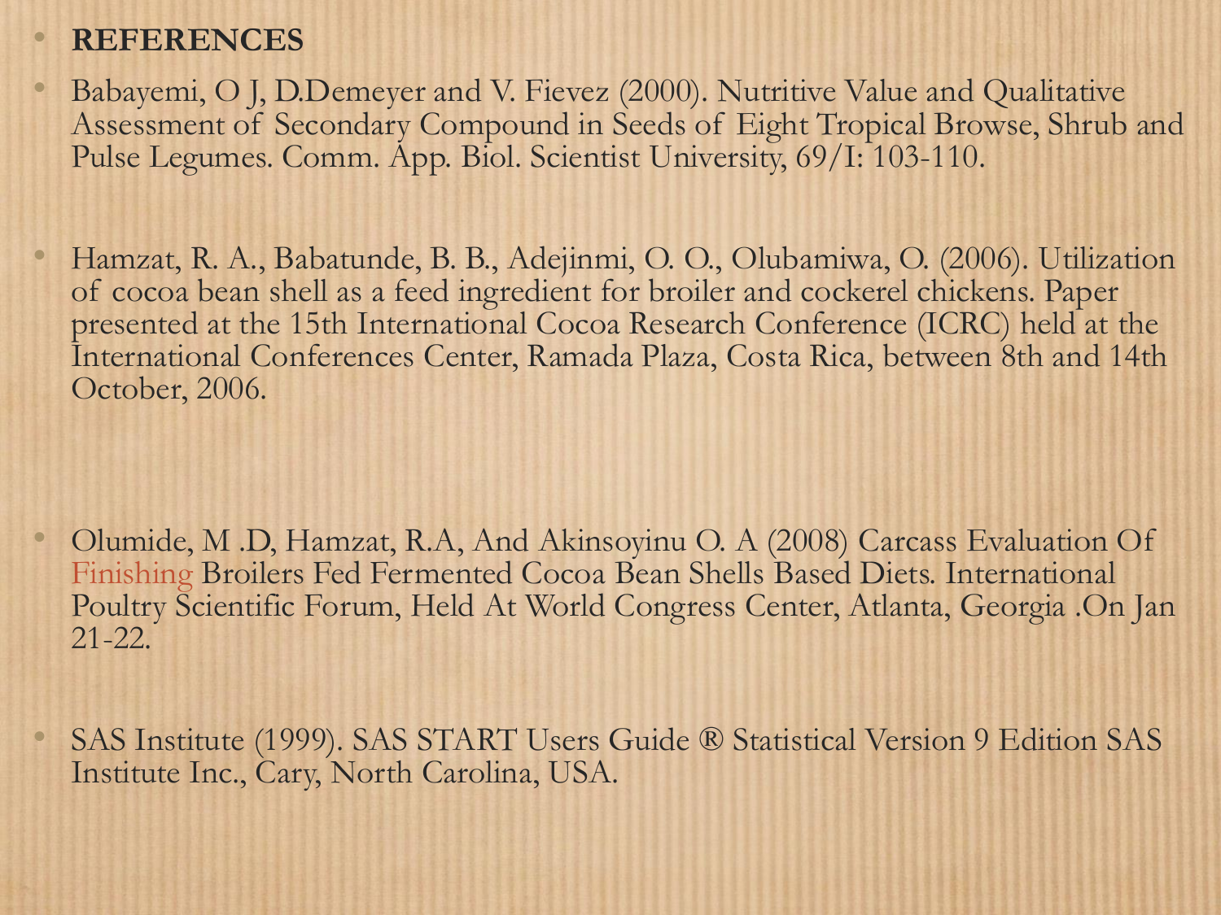- **REFERENCES**
- Babayemi, O J, D.Demeyer and V. Fievez (2000). Nutritive Value and Qualitative Assessment of Secondary Compound in Seeds of Eight Tropical Browse, Shrub and Pulse Legumes. Comm. App. Biol. Scientist University, 69/I: 103-110.
- Hamzat, R. A., Babatunde, B. B., Adejinmi, O. O., Olubamiwa, O. (2006). Utilization of cocoa bean shell as a feed ingredient for broiler and cockerel chickens. Paper presented at the 15th International Cocoa Research Conference (ICRC) held at the International Conferences Center, Ramada Plaza, Costa Rica, between 8th and 14th October, 2006.
- Olumide, M .D, Hamzat, R.A, And Akinsoyinu O. A (2008) Carcass Evaluation Of Finishing Broilers Fed Fermented Cocoa Bean Shells Based Diets. International Poultry Scientific Forum, Held At World Congress Center, Atlanta, Georgia .On Jan 21-22.
- SAS Institute (1999). SAS START Users Guide ® Statistical Version 9 Edition SAS Institute Inc., Cary, North Carolina, USA.